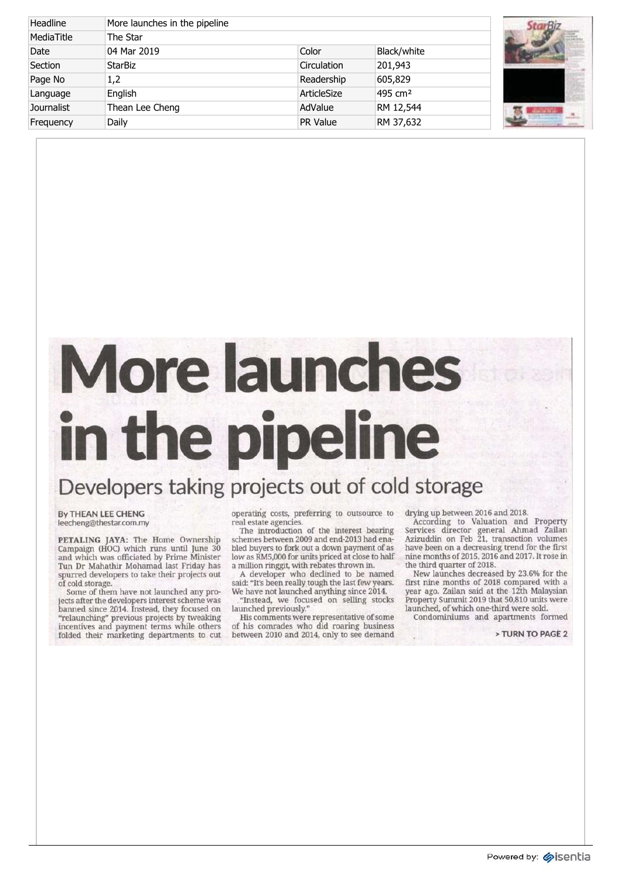| Headline | More launches in the pipeline | | |
| --- | --- | --- | --- |
| MediaTitle | The Star | | |
| Date | 04 Mar 2019 | Color | Black/white |
| Section | StarBiz | Circulation | 201,943 |
| Page No | 1,2 | Readership | 605,829 |
| Language | English | ArticleSize | 495 cm² |
| Journalist | Thean Lee Cheng | AdValue | RM 12,544 |
| Frequency | Daily | PR Value | RM 37,632 |

# More launches in the pipeline

## Developers taking projects out of cold storage

By THEAN LEE CHENG
leecheng@thestar.com.my

**PETALING JAYA:** The Home Ownership Campaign (HOC) which runs until June 30 and which was officiated by Prime Minister Tun Dr Mahathir Mohamad last Friday has spurred developers to take their projects out of cold storage.

Some of them have not launched any projects after the developers interest scheme was banned since 2014. Instead, they focused on "relaunching" previous projects by tweaking incentives and payment terms while others folded their marketing departments to cut operating costs, preferring to outsource to real estate agencies.

The introduction of the interest bearing schemes between 2009 and end-2013 had enabled buyers to fork out a down payment of as low as RM5,000 for units priced at close to half a million ringgit, with rebates thrown in.

A developer who declined to be named said: "It's been really tough the last few years. We have not launched anything since 2014.

"Instead, we focused on selling stocks launched previously."

His comments were representative of some of his comrades who did roaring business between 2010 and 2014, only to see demand drying up between 2016 and 2018.

According to Valuation and Property Services director general Ahmad Zailan Azizuddin on Feb 21, transaction volumes have been on a decreasing trend for the first nine months of 2015, 2016 and 2017. It rose in the third quarter of 2018.

New launches decreased by 23.6% for the first nine months of 2018 compared with a year ago. Zailan said at the 12th Malaysian Property Summit 2019 that 50,810 units were launched, of which one-third were sold.

Condominiums and apartments formed

> TURN TO PAGE 2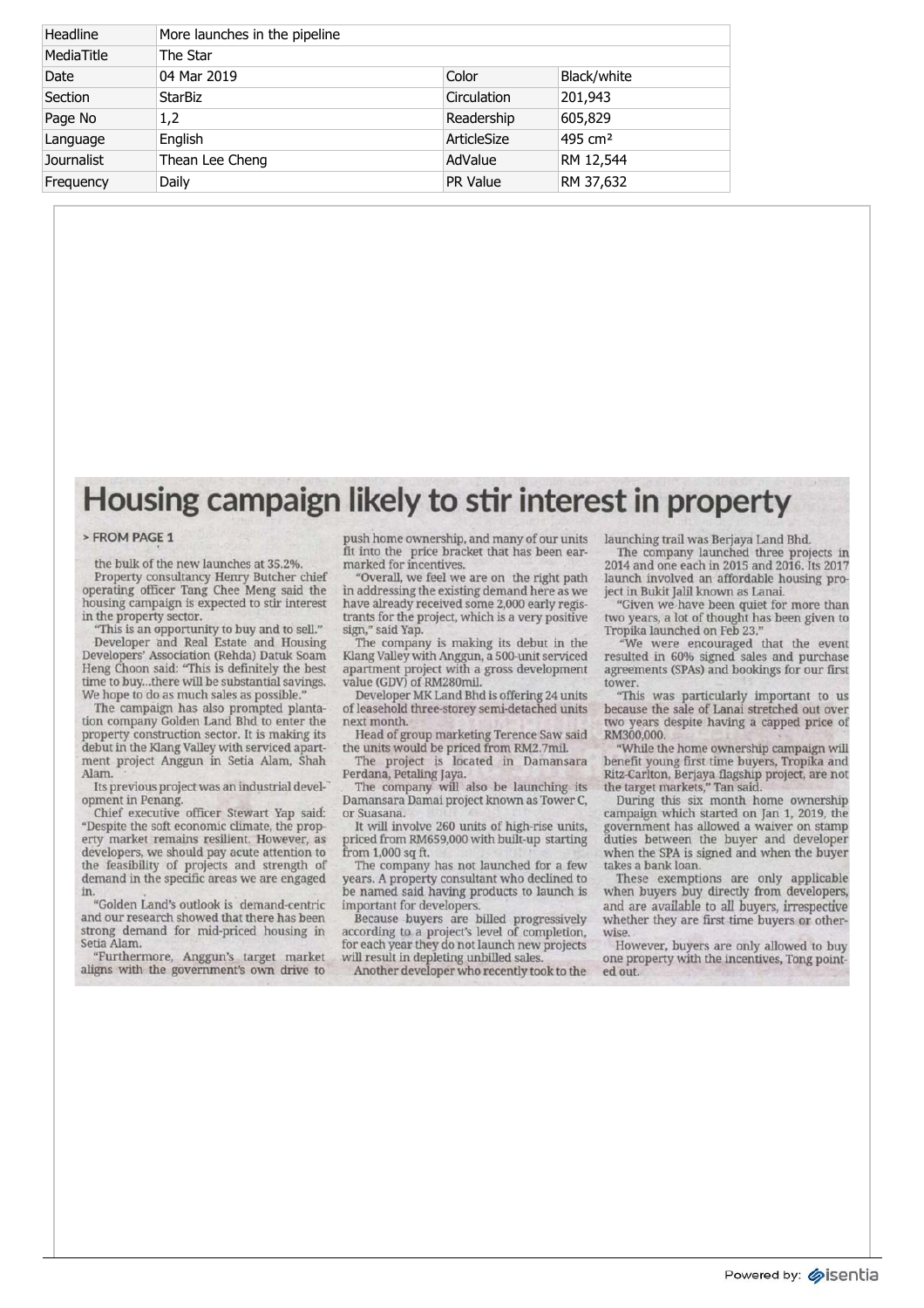| | | | |
|---|---|---|---|
| Headline | More launches in the pipeline | | |
| MediaTitle | The Star | | |
| Date | 04 Mar 2019 | Color | Black/white |
| Section | StarBiz | Circulation | 201,943 |
| Page No | 1,2 | Readership | 605,829 |
| Language | English | ArticleSize | 495 cm² |
| Journalist | Thean Lee Cheng | AdValue | RM 12,544 |
| Frequency | Daily | PR Value | RM 37,632 |

# Housing campaign likely to stir interest in property

> FROM PAGE 1

the bulk of the new launches at 35.2%.

Property consultancy Henry Butcher chief operating officer Tang Chee Meng said the housing campaign is expected to stir interest in the property sector.

"This is an opportunity to buy and to sell."

Developer and Real Estate and Housing Developers' Association (Rehda) Datuk Soam Heng Choon said: "This is definitely the best time to buy...there will be substantial savings. We hope to do as much sales as possible."

The campaign has also prompted plantation company Golden Land Bhd to enter the property construction sector. It is making its debut in the Klang Valley with serviced apartment project Anggun in Setia Alam, Shah Alam.

Its previous project was an industrial development in Penang.

Chief executive officer Stewart Yap said: "Despite the soft economic climate, the property market remains resilient. However, as developers, we should pay acute attention to the feasibility of projects and strength of demand in the specific areas we are engaged in.

"Golden Land's outlook is demand-centric and our research showed that there has been strong demand for mid-priced housing in Setia Alam.

"Furthermore, Anggun's target market aligns with the government's own drive to push home ownership, and many of our units fit into the price bracket that has been earmarked for incentives.

"Overall, we feel we are on the right path in addressing the existing demand here as we have already received some 2,000 early registrants for the project, which is a very positive sign," said Yap.

The company is making its debut in the Klang Valley with Anggun, a 500-unit serviced apartment project with a gross development value (GDV) of RM280mil.

Developer MK Land Bhd is offering 24 units of leasehold three-storey semi-detached units next month.

Head of group marketing Terence Saw said the units would be priced from RM2.7mil.

The project is located in Damansara Perdana, Petaling Jaya.

The company will also be launching its Damansara Damai project known as Tower C, or Suasana.

It will involve 260 units of high-rise units, priced from RM659,000 with built-up starting from 1,000 sq ft.

The company has not launched for a few years. A property consultant who declined to be named said having products to launch is important for developers.

Because buyers are billed progressively according to a project's level of completion, for each year they do not launch new projects will result in depleting unbilled sales.

Another developer who recently took to the launching trail was Berjaya Land Bhd.

The company launched three projects in 2014 and one each in 2015 and 2016. Its 2017 launch involved an affordable housing project in Bukit Jalil known as Lanai.

"Given we have been quiet for more than two years, a lot of thought has been given to Tropika launched on Feb 23."

"We were encouraged that the event resulted in 60% signed sales and purchase agreements (SPAs) and bookings for our first tower.

"This was particularly important to us because the sale of Lanai stretched out over two years despite having a capped price of RM300,000.

"While the home ownership campaign will benefit young first time buyers, Tropika and Ritz-Carlton, Berjaya flagship project, are not the target markets," Tan said.

During this six month home ownership campaign which started on Jan 1, 2019, the government has allowed a waiver on stamp duties between the buyer and developer when the SPA is signed and when the buyer takes a bank loan.

These exemptions are only applicable when buyers buy directly from developers, and are available to all buyers, irrespective whether they are first time buyers or otherwise.

However, buyers are only allowed to buy one property with the incentives, Tong pointed out.